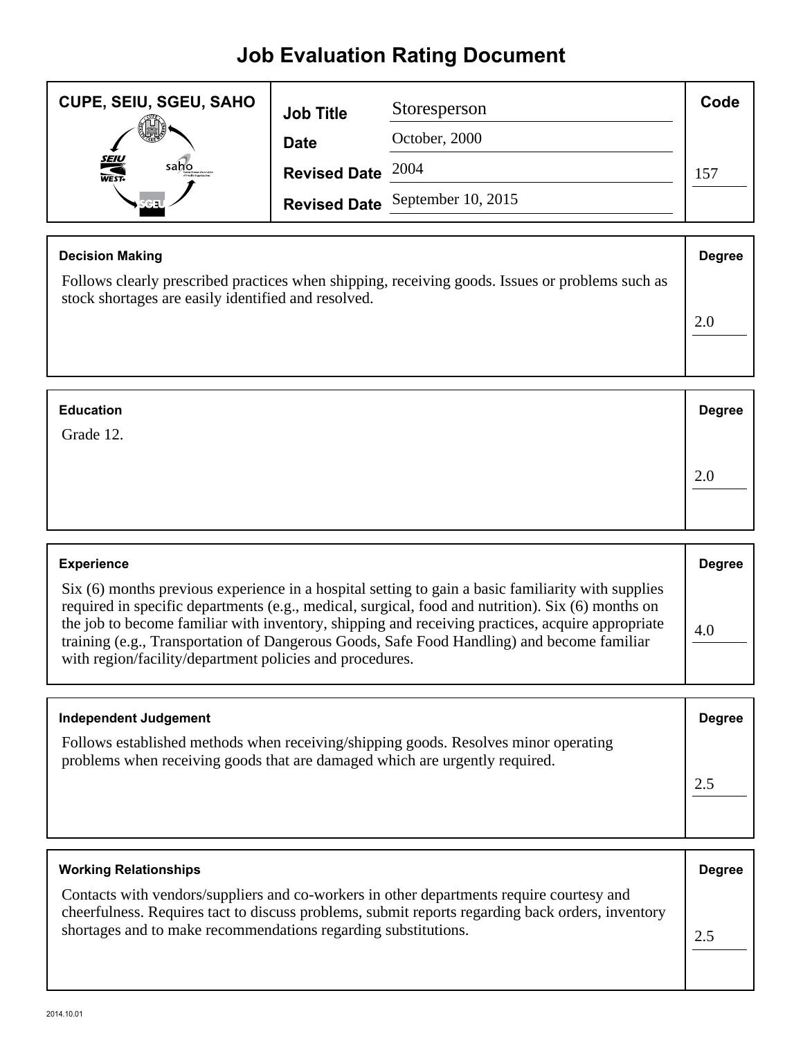# Job Evaluation Rating Document

**CUPE, SEIU, SGEU, SAHO**

| | | |
|---|---|---|
| **Job Title** | Storesperson | **Code** |
| **Date** | October, 2000 | |
| **Revised Date** | 2004 | 157 |
| **Revised Date** | September 10, 2015 | |

| **Decision Making** | **Degree** |
|---|---|
| Follows clearly prescribed practices when shipping, receiving goods. Issues or problems such as stock shortages are easily identified and resolved. | 2.0 |

| **Education** | **Degree** |
|---|---|
| Grade 12. | 2.0 |

| **Experience** | **Degree** |
|---|---|
| Six (6) months previous experience in a hospital setting to gain a basic familiarity with supplies required in specific departments (e.g., medical, surgical, food and nutrition). Six (6) months on the job to become familiar with inventory, shipping and receiving practices, acquire appropriate training (e.g., Transportation of Dangerous Goods, Safe Food Handling) and become familiar with region/facility/department policies and procedures. | 4.0 |

| **Independent Judgement** | **Degree** |
|---|---|
| Follows established methods when receiving/shipping goods. Resolves minor operating problems when receiving goods that are damaged which are urgently required. | 2.5 |

| **Working Relationships** | **Degree** |
|---|---|
| Contacts with vendors/suppliers and co-workers in other departments require courtesy and cheerfulness. Requires tact to discuss problems, submit reports regarding back orders, inventory shortages and to make recommendations regarding substitutions. | 2.5 |

2014.10.01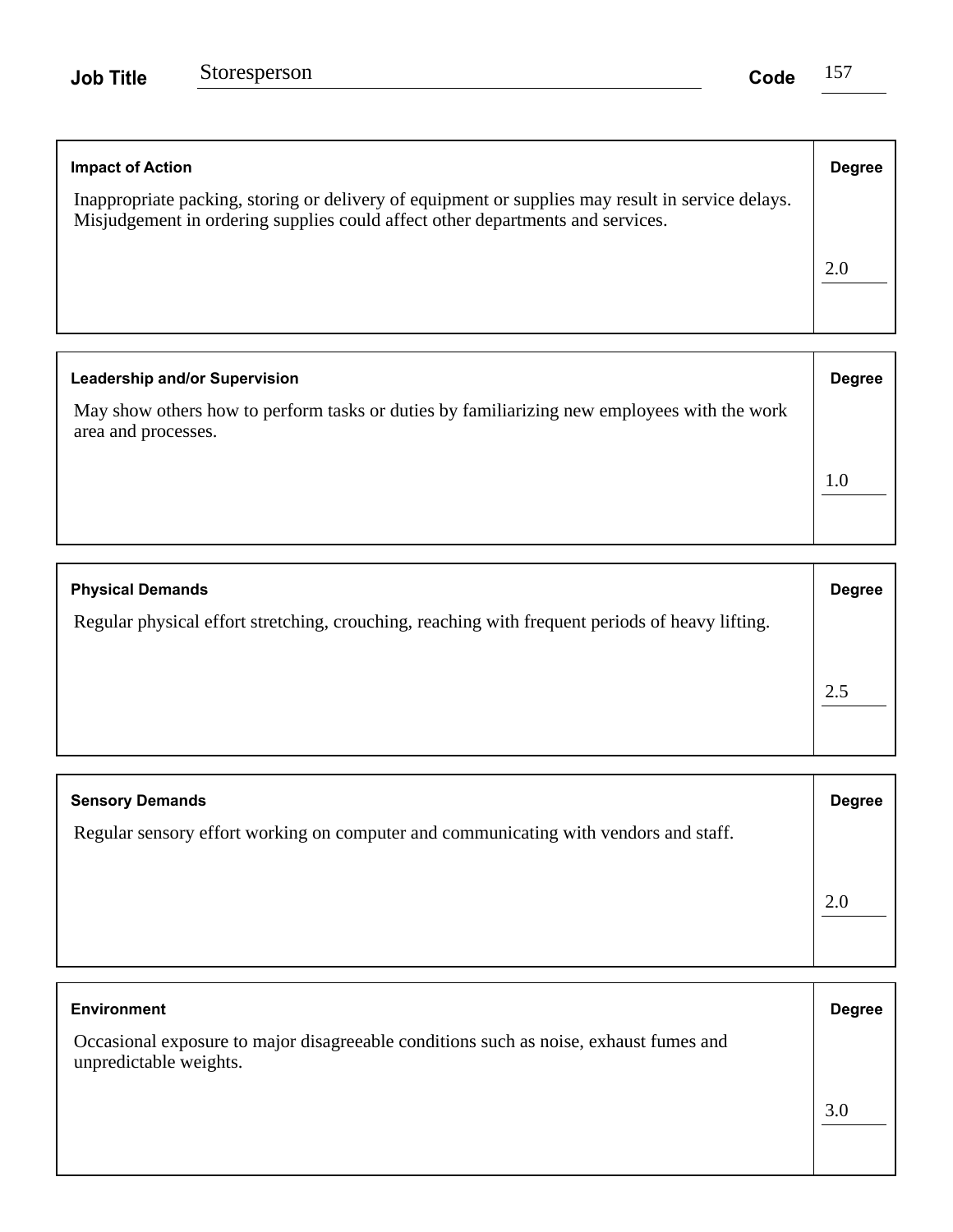**Job Title** Storesperson **Code** 157

| **Impact of Action** | **Degree** |
| --- | --- |
| Inappropriate packing, storing or delivery of equipment or supplies may result in service delays. Misjudgement in ordering supplies could affect other departments and services. | 2.0 |

| **Leadership and/or Supervision** | **Degree** |
| --- | --- |
| May show others how to perform tasks or duties by familiarizing new employees with the work area and processes. | 1.0 |

| **Physical Demands** | **Degree** |
| --- | --- |
| Regular physical effort stretching, crouching, reaching with frequent periods of heavy lifting. | 2.5 |

| **Sensory Demands** | **Degree** |
| --- | --- |
| Regular sensory effort working on computer and communicating with vendors and staff. | 2.0 |

| **Environment** | **Degree** |
| --- | --- |
| Occasional exposure to major disagreeable conditions such as noise, exhaust fumes and unpredictable weights. | 3.0 |